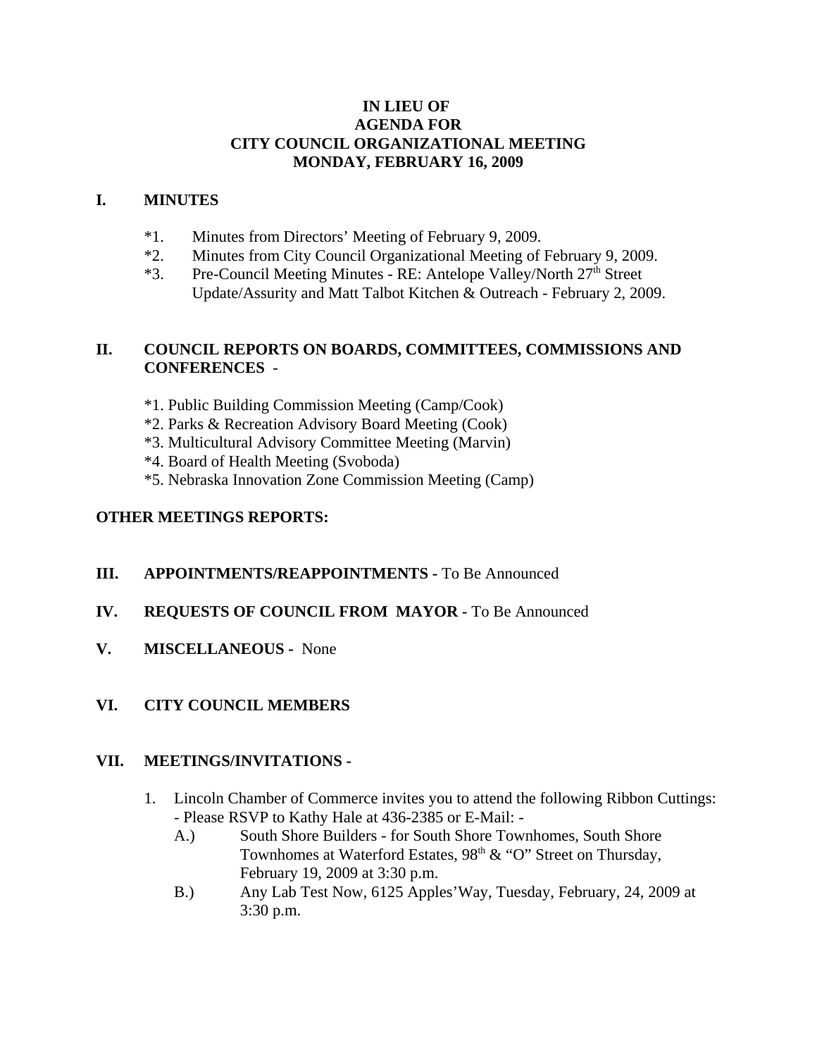# IN LIEU OF
# AGENDA FOR
# CITY COUNCIL ORGANIZATIONAL MEETING
# MONDAY, FEBRUARY 16, 2009

## I. MINUTES

*1. Minutes from Directors' Meeting of February 9, 2009.

*2. Minutes from City Council Organizational Meeting of February 9, 2009.

*3. Pre-Council Meeting Minutes - RE: Antelope Valley/North 27th Street Update/Assurity and Matt Talbot Kitchen & Outreach - February 2, 2009.

## II. COUNCIL REPORTS ON BOARDS, COMMITTEES, COMMISSIONS AND CONFERENCES -

*1. Public Building Commission Meeting (Camp/Cook)

*2. Parks & Recreation Advisory Board Meeting (Cook)

*3. Multicultural Advisory Committee Meeting (Marvin)

*4. Board of Health Meeting (Svoboda)

*5. Nebraska Innovation Zone Commission Meeting (Camp)

**OTHER MEETINGS REPORTS:**

## III. APPOINTMENTS/REAPPOINTMENTS - To Be Announced

## IV. REQUESTS OF COUNCIL FROM MAYOR - To Be Announced

## V. MISCELLANEOUS - None

## VI. CITY COUNCIL MEMBERS

## VII. MEETINGS/INVITATIONS -

1. Lincoln Chamber of Commerce invites you to attend the following Ribbon Cuttings: - Please RSVP to Kathy Hale at 436-2385 or E-Mail: -
   - A.) South Shore Builders - for South Shore Townhomes, South Shore Townhomes at Waterford Estates, 98th & "O" Street on Thursday, February 19, 2009 at 3:30 p.m.
   - B.) Any Lab Test Now, 6125 Apples'Way, Tuesday, February, 24, 2009 at 3:30 p.m.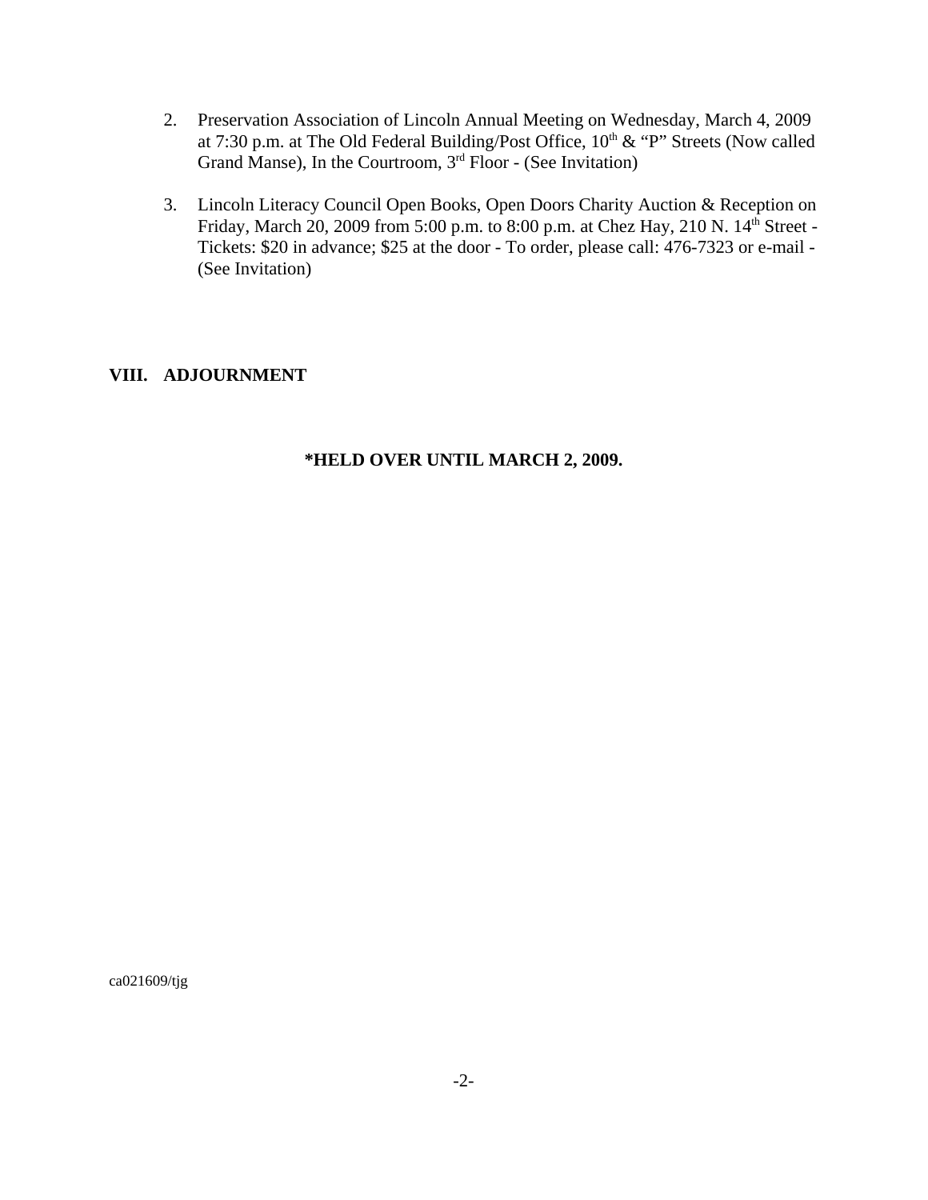2. Preservation Association of Lincoln Annual Meeting on Wednesday, March 4, 2009 at 7:30 p.m. at The Old Federal Building/Post Office, 10th & "P" Streets (Now called Grand Manse), In the Courtroom, 3rd Floor - (See Invitation)

3. Lincoln Literacy Council Open Books, Open Doors Charity Auction & Reception on Friday, March 20, 2009 from 5:00 p.m. to 8:00 p.m. at Chez Hay, 210 N. 14th Street - Tickets: $20 in advance; $25 at the door - To order, please call: 476-7323 or e-mail - (See Invitation)

**VIII. ADJOURNMENT**

**\*HELD OVER UNTIL MARCH 2, 2009.**

ca021609/tjg